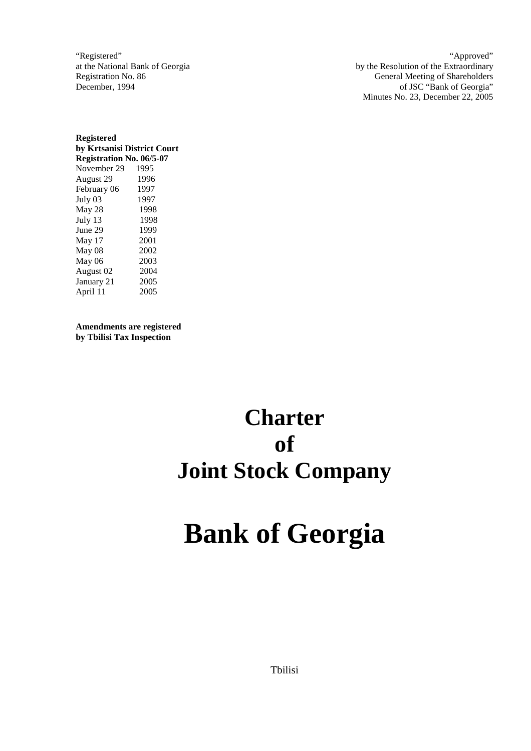"Registered"
at the National Bank of Georgia
Registration No. 86
December, 1994

"Approved"
by the Resolution of the Extraordinary
General Meeting of Shareholders
of JSC "Bank of Georgia"
Minutes No. 23, December 22, 2005

**Registered**
**by Krtsanisi District Court**
**Registration No. 06/5-07**

November 29 1995
August 29 1996
February 06 1997
July 03 1997
May 28 1998
July 13 1998
June 29 1999
May 17 2001
May 08 2002
May 06 2003
August 02 2004
January 21 2005
April 11 2005

**Amendments are registered**
**by Tbilisi Tax Inspection**

# Charter of Joint Stock Company

# Bank of Georgia

Tbilisi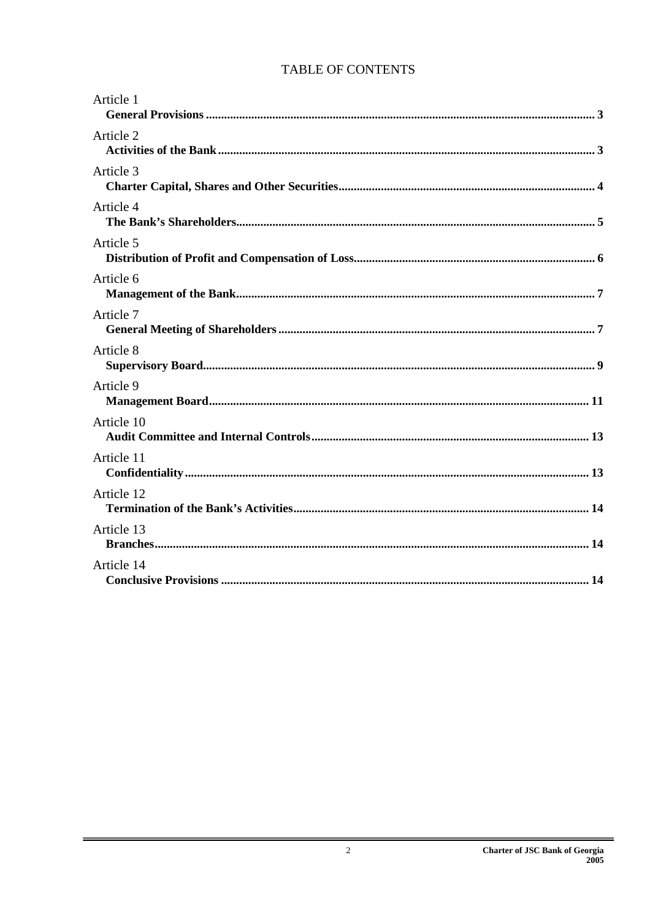# TABLE OF CONTENTS

Article 1
**General Provisions** ........ **3**

Article 2
**Activities of the Bank** ........ **3**

Article 3
**Charter Capital, Shares and Other Securities** ........ **4**

Article 4
**The Bank's Shareholders** ........ **5**

Article 5
**Distribution of Profit and Compensation of Loss** ........ **6**

Article 6
**Management of the Bank** ........ **7**

Article 7
**General Meeting of Shareholders** ........ **7**

Article 8
**Supervisory Board** ........ **9**

Article 9
**Management Board** ........ **11**

Article 10
**Audit Committee and Internal Controls** ........ **13**

Article 11
**Confidentiality** ........ **13**

Article 12
**Termination of the Bank's Activities** ........ **14**

Article 13
**Branches** ........ **14**

Article 14
**Conclusive Provisions** ........ **14**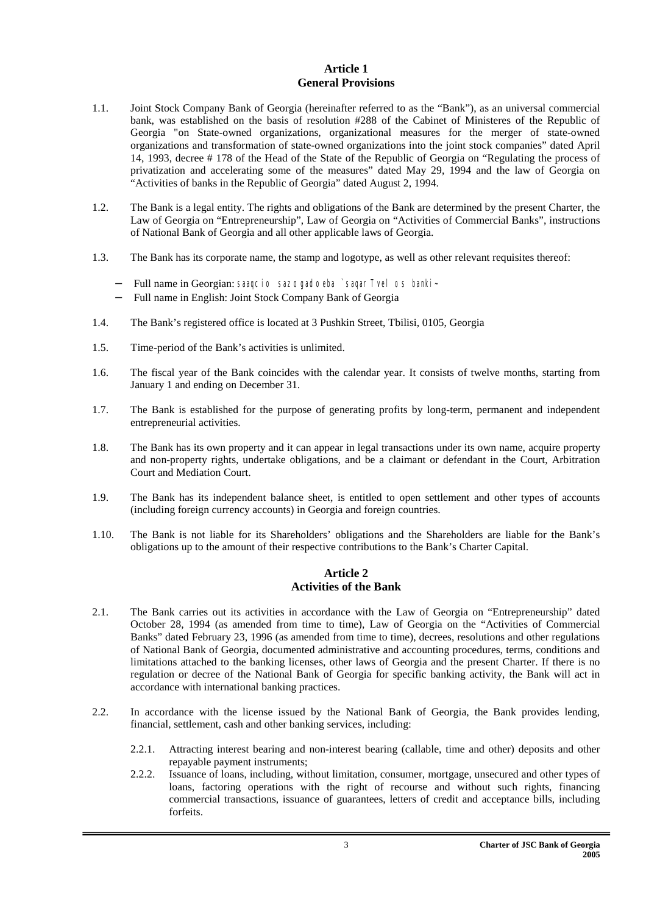## Article 1
## General Provisions

1.1. Joint Stock Company Bank of Georgia (hereinafter referred to as the "Bank"), as an universal commercial bank, was established on the basis of resolution #288 of the Cabinet of Ministeres of the Republic of Georgia "on State-owned organizations, organizational measures for the merger of state-owned organizations and transformation of state-owned organizations into the joint stock companies" dated April 14, 1993, decree # 178 of the Head of the State of the Republic of Georgia on "Regulating the process of privatization and accelerating some of the measures" dated May 29, 1994 and the law of Georgia on "Activities of banks in the Republic of Georgia" dated August 2, 1994.

1.2. The Bank is a legal entity. The rights and obligations of the Bank are determined by the present Charter, the Law of Georgia on "Entrepreneurship", Law of Georgia on "Activities of Commercial Banks", instructions of National Bank of Georgia and all other applicable laws of Georgia.

1.3. The Bank has its corporate name, the stamp and logotype, as well as other relevant requisites thereof:

- Full name in Georgian: saaqcio sazogadoeba `saqarTvelos banki~
- Full name in English: Joint Stock Company Bank of Georgia

1.4. The Bank's registered office is located at 3 Pushkin Street, Tbilisi, 0105, Georgia

1.5. Time-period of the Bank's activities is unlimited.

1.6. The fiscal year of the Bank coincides with the calendar year. It consists of twelve months, starting from January 1 and ending on December 31.

1.7. The Bank is established for the purpose of generating profits by long-term, permanent and independent entrepreneurial activities.

1.8. The Bank has its own property and it can appear in legal transactions under its own name, acquire property and non-property rights, undertake obligations, and be a claimant or defendant in the Court, Arbitration Court and Mediation Court.

1.9. The Bank has its independent balance sheet, is entitled to open settlement and other types of accounts (including foreign currency accounts) in Georgia and foreign countries.

1.10. The Bank is not liable for its Shareholders' obligations and the Shareholders are liable for the Bank's obligations up to the amount of their respective contributions to the Bank's Charter Capital.

## Article 2
## Activities of the Bank

2.1. The Bank carries out its activities in accordance with the Law of Georgia on "Entrepreneurship" dated October 28, 1994 (as amended from time to time), Law of Georgia on the "Activities of Commercial Banks" dated February 23, 1996 (as amended from time to time), decrees, resolutions and other regulations of National Bank of Georgia, documented administrative and accounting procedures, terms, conditions and limitations attached to the banking licenses, other laws of Georgia and the present Charter. If there is no regulation or decree of the National Bank of Georgia for specific banking activity, the Bank will act in accordance with international banking practices.

2.2. In accordance with the license issued by the National Bank of Georgia, the Bank provides lending, financial, settlement, cash and other banking services, including:

2.2.1. Attracting interest bearing and non-interest bearing (callable, time and other) deposits and other repayable payment instruments;

2.2.2. Issuance of loans, including, without limitation, consumer, mortgage, unsecured and other types of loans, factoring operations with the right of recourse and without such rights, financing commercial transactions, issuance of guarantees, letters of credit and acceptance bills, including forfeits.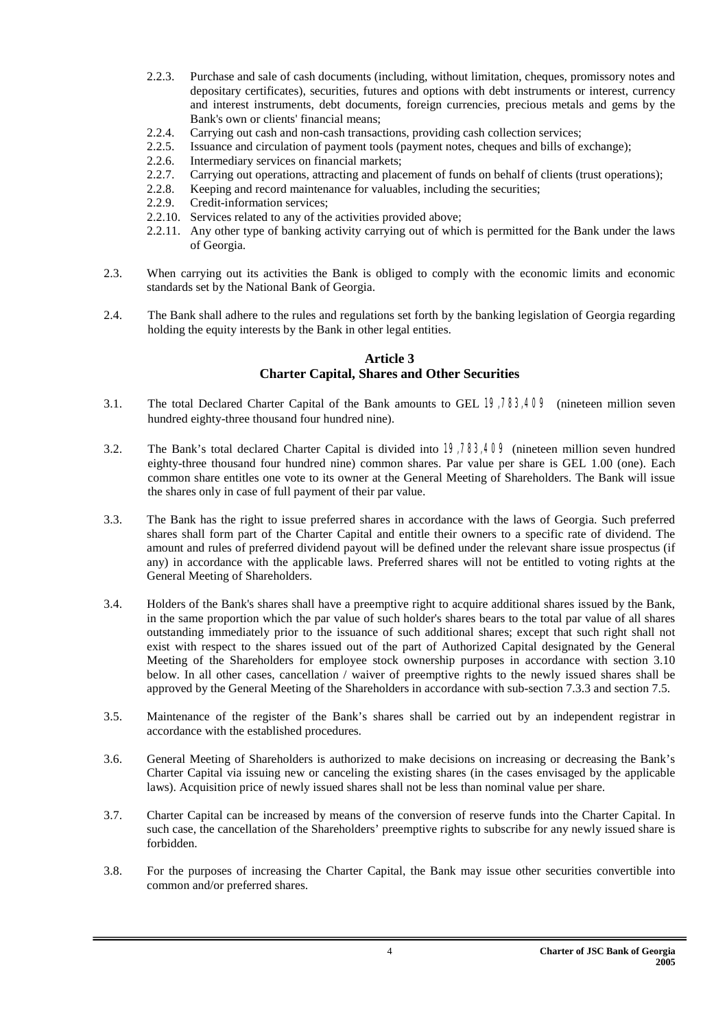2.2.3. Purchase and sale of cash documents (including, without limitation, cheques, promissory notes and depositary certificates), securities, futures and options with debt instruments or interest, currency and interest instruments, debt documents, foreign currencies, precious metals and gems by the Bank's own or clients' financial means;

2.2.4. Carrying out cash and non-cash transactions, providing cash collection services;

2.2.5. Issuance and circulation of payment tools (payment notes, cheques and bills of exchange);

2.2.6. Intermediary services on financial markets;

2.2.7. Carrying out operations, attracting and placement of funds on behalf of clients (trust operations);

2.2.8. Keeping and record maintenance for valuables, including the securities;

2.2.9. Credit-information services;

2.2.10. Services related to any of the activities provided above;

2.2.11. Any other type of banking activity carrying out of which is permitted for the Bank under the laws of Georgia.

2.3. When carrying out its activities the Bank is obliged to comply with the economic limits and economic standards set by the National Bank of Georgia.

2.4. The Bank shall adhere to the rules and regulations set forth by the banking legislation of Georgia regarding holding the equity interests by the Bank in other legal entities.

## Article 3
## Charter Capital, Shares and Other Securities

3.1. The total Declared Charter Capital of the Bank amounts to GEL 19,783,409 (nineteen million seven hundred eighty-three thousand four hundred nine).

3.2. The Bank's total declared Charter Capital is divided into 19,783,409 (nineteen million seven hundred eighty-three thousand four hundred nine) common shares. Par value per share is GEL 1.00 (one). Each common share entitles one vote to its owner at the General Meeting of Shareholders. The Bank will issue the shares only in case of full payment of their par value.

3.3. The Bank has the right to issue preferred shares in accordance with the laws of Georgia. Such preferred shares shall form part of the Charter Capital and entitle their owners to a specific rate of dividend. The amount and rules of preferred dividend payout will be defined under the relevant share issue prospectus (if any) in accordance with the applicable laws. Preferred shares will not be entitled to voting rights at the General Meeting of Shareholders.

3.4. Holders of the Bank's shares shall have a preemptive right to acquire additional shares issued by the Bank, in the same proportion which the par value of such holder's shares bears to the total par value of all shares outstanding immediately prior to the issuance of such additional shares; except that such right shall not exist with respect to the shares issued out of the part of Authorized Capital designated by the General Meeting of the Shareholders for employee stock ownership purposes in accordance with section 3.10 below. In all other cases, cancellation / waiver of preemptive rights to the newly issued shares shall be approved by the General Meeting of the Shareholders in accordance with sub-section 7.3.3 and section 7.5.

3.5. Maintenance of the register of the Bank's shares shall be carried out by an independent registrar in accordance with the established procedures.

3.6. General Meeting of Shareholders is authorized to make decisions on increasing or decreasing the Bank's Charter Capital via issuing new or canceling the existing shares (in the cases envisaged by the applicable laws). Acquisition price of newly issued shares shall not be less than nominal value per share.

3.7. Charter Capital can be increased by means of the conversion of reserve funds into the Charter Capital. In such case, the cancellation of the Shareholders' preemptive rights to subscribe for any newly issued share is forbidden.

3.8. For the purposes of increasing the Charter Capital, the Bank may issue other securities convertible into common and/or preferred shares.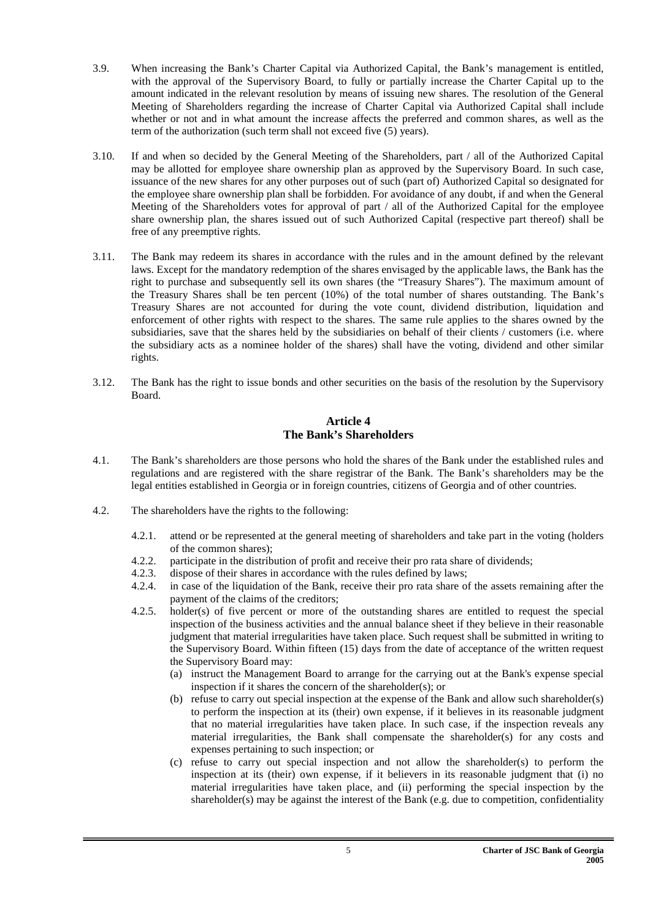3.9. When increasing the Bank's Charter Capital via Authorized Capital, the Bank's management is entitled, with the approval of the Supervisory Board, to fully or partially increase the Charter Capital up to the amount indicated in the relevant resolution by means of issuing new shares. The resolution of the General Meeting of Shareholders regarding the increase of Charter Capital via Authorized Capital shall include whether or not and in what amount the increase affects the preferred and common shares, as well as the term of the authorization (such term shall not exceed five (5) years).

3.10. If and when so decided by the General Meeting of the Shareholders, part / all of the Authorized Capital may be allotted for employee share ownership plan as approved by the Supervisory Board. In such case, issuance of the new shares for any other purposes out of such (part of) Authorized Capital so designated for the employee share ownership plan shall be forbidden. For avoidance of any doubt, if and when the General Meeting of the Shareholders votes for approval of part / all of the Authorized Capital for the employee share ownership plan, the shares issued out of such Authorized Capital (respective part thereof) shall be free of any preemptive rights.

3.11. The Bank may redeem its shares in accordance with the rules and in the amount defined by the relevant laws. Except for the mandatory redemption of the shares envisaged by the applicable laws, the Bank has the right to purchase and subsequently sell its own shares (the "Treasury Shares"). The maximum amount of the Treasury Shares shall be ten percent (10%) of the total number of shares outstanding. The Bank's Treasury Shares are not accounted for during the vote count, dividend distribution, liquidation and enforcement of other rights with respect to the shares. The same rule applies to the shares owned by the subsidiaries, save that the shares held by the subsidiaries on behalf of their clients / customers (i.e. where the subsidiary acts as a nominee holder of the shares) shall have the voting, dividend and other similar rights.

3.12. The Bank has the right to issue bonds and other securities on the basis of the resolution by the Supervisory Board.

## Article 4
## The Bank's Shareholders

4.1. The Bank's shareholders are those persons who hold the shares of the Bank under the established rules and regulations and are registered with the share registrar of the Bank. The Bank's shareholders may be the legal entities established in Georgia or in foreign countries, citizens of Georgia and of other countries.

4.2. The shareholders have the rights to the following:

- 4.2.1. attend or be represented at the general meeting of shareholders and take part in the voting (holders of the common shares);
- 4.2.2. participate in the distribution of profit and receive their pro rata share of dividends;
- 4.2.3. dispose of their shares in accordance with the rules defined by laws;
- 4.2.4. in case of the liquidation of the Bank, receive their pro rata share of the assets remaining after the payment of the claims of the creditors;
- 4.2.5. holder(s) of five percent or more of the outstanding shares are entitled to request the special inspection of the business activities and the annual balance sheet if they believe in their reasonable judgment that material irregularities have taken place. Such request shall be submitted in writing to the Supervisory Board. Within fifteen (15) days from the date of acceptance of the written request the Supervisory Board may:
  - (a) instruct the Management Board to arrange for the carrying out at the Bank's expense special inspection if it shares the concern of the shareholder(s); or
  - (b) refuse to carry out special inspection at the expense of the Bank and allow such shareholder(s) to perform the inspection at its (their) own expense, if it believes in its reasonable judgment that no material irregularities have taken place. In such case, if the inspection reveals any material irregularities, the Bank shall compensate the shareholder(s) for any costs and expenses pertaining to such inspection; or
  - (c) refuse to carry out special inspection and not allow the shareholder(s) to perform the inspection at its (their) own expense, if it believers in its reasonable judgment that (i) no material irregularities have taken place, and (ii) performing the special inspection by the shareholder(s) may be against the interest of the Bank (e.g. due to competition, confidentiality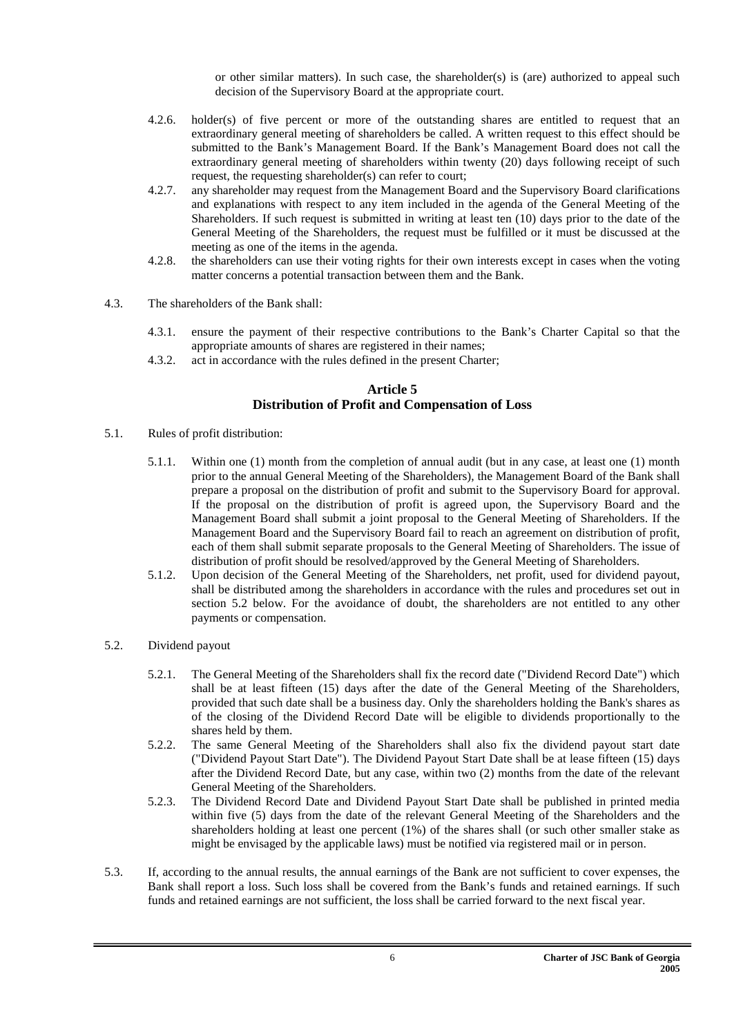or other similar matters). In such case, the shareholder(s) is (are) authorized to appeal such decision of the Supervisory Board at the appropriate court.

4.2.6. holder(s) of five percent or more of the outstanding shares are entitled to request that an extraordinary general meeting of shareholders be called. A written request to this effect should be submitted to the Bank's Management Board. If the Bank's Management Board does not call the extraordinary general meeting of shareholders within twenty (20) days following receipt of such request, the requesting shareholder(s) can refer to court;

4.2.7. any shareholder may request from the Management Board and the Supervisory Board clarifications and explanations with respect to any item included in the agenda of the General Meeting of the Shareholders. If such request is submitted in writing at least ten (10) days prior to the date of the General Meeting of the Shareholders, the request must be fulfilled or it must be discussed at the meeting as one of the items in the agenda.

4.2.8. the shareholders can use their voting rights for their own interests except in cases when the voting matter concerns a potential transaction between them and the Bank.

4.3. The shareholders of the Bank shall:

4.3.1. ensure the payment of their respective contributions to the Bank's Charter Capital so that the appropriate amounts of shares are registered in their names;

4.3.2. act in accordance with the rules defined in the present Charter;

## Article 5
## Distribution of Profit and Compensation of Loss

5.1. Rules of profit distribution:

5.1.1. Within one (1) month from the completion of annual audit (but in any case, at least one (1) month prior to the annual General Meeting of the Shareholders), the Management Board of the Bank shall prepare a proposal on the distribution of profit and submit to the Supervisory Board for approval. If the proposal on the distribution of profit is agreed upon, the Supervisory Board and the Management Board shall submit a joint proposal to the General Meeting of Shareholders. If the Management Board and the Supervisory Board fail to reach an agreement on distribution of profit, each of them shall submit separate proposals to the General Meeting of Shareholders. The issue of distribution of profit should be resolved/approved by the General Meeting of Shareholders.

5.1.2. Upon decision of the General Meeting of the Shareholders, net profit, used for dividend payout, shall be distributed among the shareholders in accordance with the rules and procedures set out in section 5.2 below. For the avoidance of doubt, the shareholders are not entitled to any other payments or compensation.

5.2. Dividend payout

5.2.1. The General Meeting of the Shareholders shall fix the record date ("Dividend Record Date") which shall be at least fifteen (15) days after the date of the General Meeting of the Shareholders, provided that such date shall be a business day. Only the shareholders holding the Bank's shares as of the closing of the Dividend Record Date will be eligible to dividends proportionally to the shares held by them.

5.2.2. The same General Meeting of the Shareholders shall also fix the dividend payout start date ("Dividend Payout Start Date"). The Dividend Payout Start Date shall be at lease fifteen (15) days after the Dividend Record Date, but any case, within two (2) months from the date of the relevant General Meeting of the Shareholders.

5.2.3. The Dividend Record Date and Dividend Payout Start Date shall be published in printed media within five (5) days from the date of the relevant General Meeting of the Shareholders and the shareholders holding at least one percent (1%) of the shares shall (or such other smaller stake as might be envisaged by the applicable laws) must be notified via registered mail or in person.

5.3. If, according to the annual results, the annual earnings of the Bank are not sufficient to cover expenses, the Bank shall report a loss. Such loss shall be covered from the Bank's funds and retained earnings. If such funds and retained earnings are not sufficient, the loss shall be carried forward to the next fiscal year.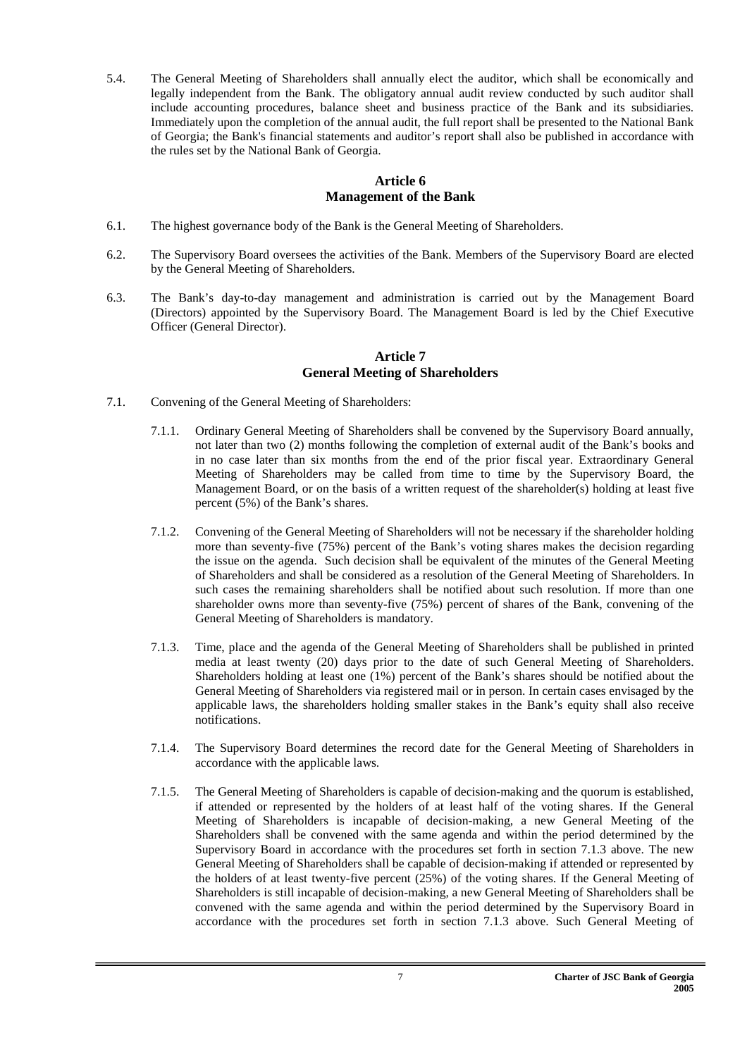5.4. The General Meeting of Shareholders shall annually elect the auditor, which shall be economically and legally independent from the Bank. The obligatory annual audit review conducted by such auditor shall include accounting procedures, balance sheet and business practice of the Bank and its subsidiaries. Immediately upon the completion of the annual audit, the full report shall be presented to the National Bank of Georgia; the Bank's financial statements and auditor's report shall also be published in accordance with the rules set by the National Bank of Georgia.

## Article 6
## Management of the Bank

6.1. The highest governance body of the Bank is the General Meeting of Shareholders.

6.2. The Supervisory Board oversees the activities of the Bank. Members of the Supervisory Board are elected by the General Meeting of Shareholders.

6.3. The Bank's day-to-day management and administration is carried out by the Management Board (Directors) appointed by the Supervisory Board. The Management Board is led by the Chief Executive Officer (General Director).

## Article 7
## General Meeting of Shareholders

7.1. Convening of the General Meeting of Shareholders:

7.1.1. Ordinary General Meeting of Shareholders shall be convened by the Supervisory Board annually, not later than two (2) months following the completion of external audit of the Bank's books and in no case later than six months from the end of the prior fiscal year. Extraordinary General Meeting of Shareholders may be called from time to time by the Supervisory Board, the Management Board, or on the basis of a written request of the shareholder(s) holding at least five percent (5%) of the Bank's shares.

7.1.2. Convening of the General Meeting of Shareholders will not be necessary if the shareholder holding more than seventy-five (75%) percent of the Bank's voting shares makes the decision regarding the issue on the agenda. Such decision shall be equivalent of the minutes of the General Meeting of Shareholders and shall be considered as a resolution of the General Meeting of Shareholders. In such cases the remaining shareholders shall be notified about such resolution. If more than one shareholder owns more than seventy-five (75%) percent of shares of the Bank, convening of the General Meeting of Shareholders is mandatory.

7.1.3. Time, place and the agenda of the General Meeting of Shareholders shall be published in printed media at least twenty (20) days prior to the date of such General Meeting of Shareholders. Shareholders holding at least one (1%) percent of the Bank's shares should be notified about the General Meeting of Shareholders via registered mail or in person. In certain cases envisaged by the applicable laws, the shareholders holding smaller stakes in the Bank's equity shall also receive notifications.

7.1.4. The Supervisory Board determines the record date for the General Meeting of Shareholders in accordance with the applicable laws.

7.1.5. The General Meeting of Shareholders is capable of decision-making and the quorum is established, if attended or represented by the holders of at least half of the voting shares. If the General Meeting of Shareholders is incapable of decision-making, a new General Meeting of the Shareholders shall be convened with the same agenda and within the period determined by the Supervisory Board in accordance with the procedures set forth in section 7.1.3 above. The new General Meeting of Shareholders shall be capable of decision-making if attended or represented by the holders of at least twenty-five percent (25%) of the voting shares. If the General Meeting of Shareholders is still incapable of decision-making, a new General Meeting of Shareholders shall be convened with the same agenda and within the period determined by the Supervisory Board in accordance with the procedures set forth in section 7.1.3 above. Such General Meeting of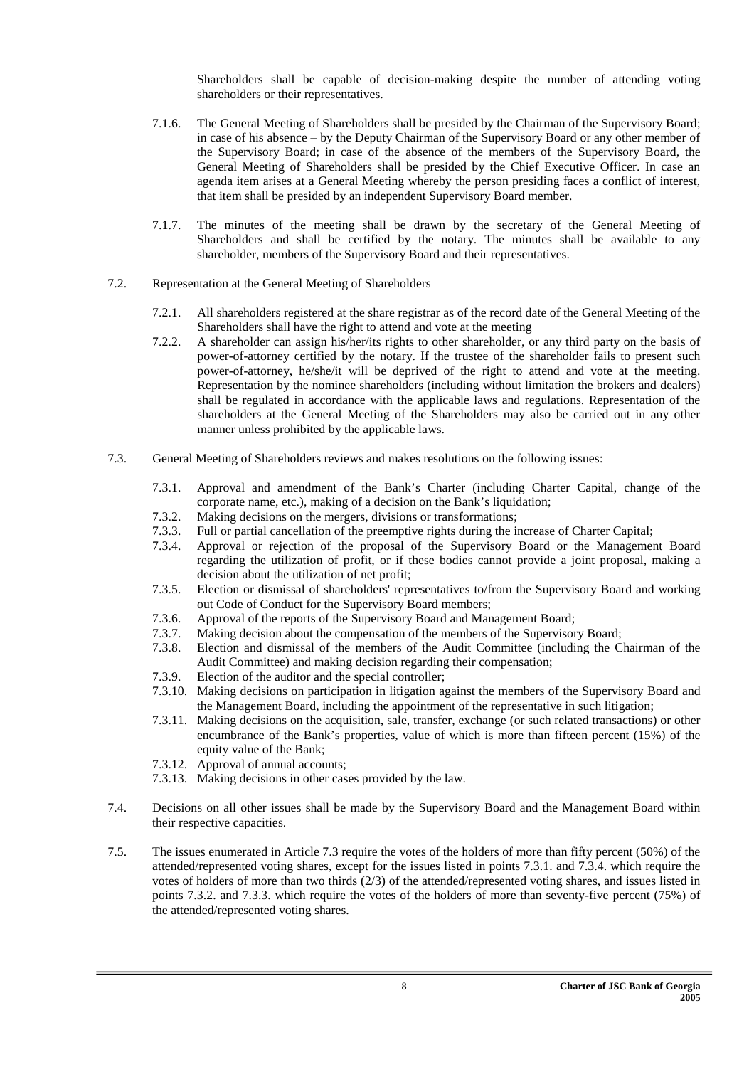Shareholders shall be capable of decision-making despite the number of attending voting shareholders or their representatives.

7.1.6. The General Meeting of Shareholders shall be presided by the Chairman of the Supervisory Board; in case of his absence – by the Deputy Chairman of the Supervisory Board or any other member of the Supervisory Board; in case of the absence of the members of the Supervisory Board, the General Meeting of Shareholders shall be presided by the Chief Executive Officer. In case an agenda item arises at a General Meeting whereby the person presiding faces a conflict of interest, that item shall be presided by an independent Supervisory Board member.

7.1.7. The minutes of the meeting shall be drawn by the secretary of the General Meeting of Shareholders and shall be certified by the notary. The minutes shall be available to any shareholder, members of the Supervisory Board and their representatives.

7.2. Representation at the General Meeting of Shareholders

7.2.1. All shareholders registered at the share registrar as of the record date of the General Meeting of the Shareholders shall have the right to attend and vote at the meeting

7.2.2. A shareholder can assign his/her/its rights to other shareholder, or any third party on the basis of power-of-attorney certified by the notary. If the trustee of the shareholder fails to present such power-of-attorney, he/she/it will be deprived of the right to attend and vote at the meeting. Representation by the nominee shareholders (including without limitation the brokers and dealers) shall be regulated in accordance with the applicable laws and regulations. Representation of the shareholders at the General Meeting of the Shareholders may also be carried out in any other manner unless prohibited by the applicable laws.

7.3. General Meeting of Shareholders reviews and makes resolutions on the following issues:

7.3.1. Approval and amendment of the Bank's Charter (including Charter Capital, change of the corporate name, etc.), making of a decision on the Bank's liquidation;
7.3.2. Making decisions on the mergers, divisions or transformations;
7.3.3. Full or partial cancellation of the preemptive rights during the increase of Charter Capital;
7.3.4. Approval or rejection of the proposal of the Supervisory Board or the Management Board regarding the utilization of profit, or if these bodies cannot provide a joint proposal, making a decision about the utilization of net profit;
7.3.5. Election or dismissal of shareholders' representatives to/from the Supervisory Board and working out Code of Conduct for the Supervisory Board members;
7.3.6. Approval of the reports of the Supervisory Board and Management Board;
7.3.7. Making decision about the compensation of the members of the Supervisory Board;
7.3.8. Election and dismissal of the members of the Audit Committee (including the Chairman of the Audit Committee) and making decision regarding their compensation;
7.3.9. Election of the auditor and the special controller;
7.3.10. Making decisions on participation in litigation against the members of the Supervisory Board and the Management Board, including the appointment of the representative in such litigation;
7.3.11. Making decisions on the acquisition, sale, transfer, exchange (or such related transactions) or other encumbrance of the Bank's properties, value of which is more than fifteen percent (15%) of the equity value of the Bank;
7.3.12. Approval of annual accounts;
7.3.13. Making decisions in other cases provided by the law.

7.4. Decisions on all other issues shall be made by the Supervisory Board and the Management Board within their respective capacities.

7.5. The issues enumerated in Article 7.3 require the votes of the holders of more than fifty percent (50%) of the attended/represented voting shares, except for the issues listed in points 7.3.1. and 7.3.4. which require the votes of holders of more than two thirds (2/3) of the attended/represented voting shares, and issues listed in points 7.3.2. and 7.3.3. which require the votes of the holders of more than seventy-five percent (75%) of the attended/represented voting shares.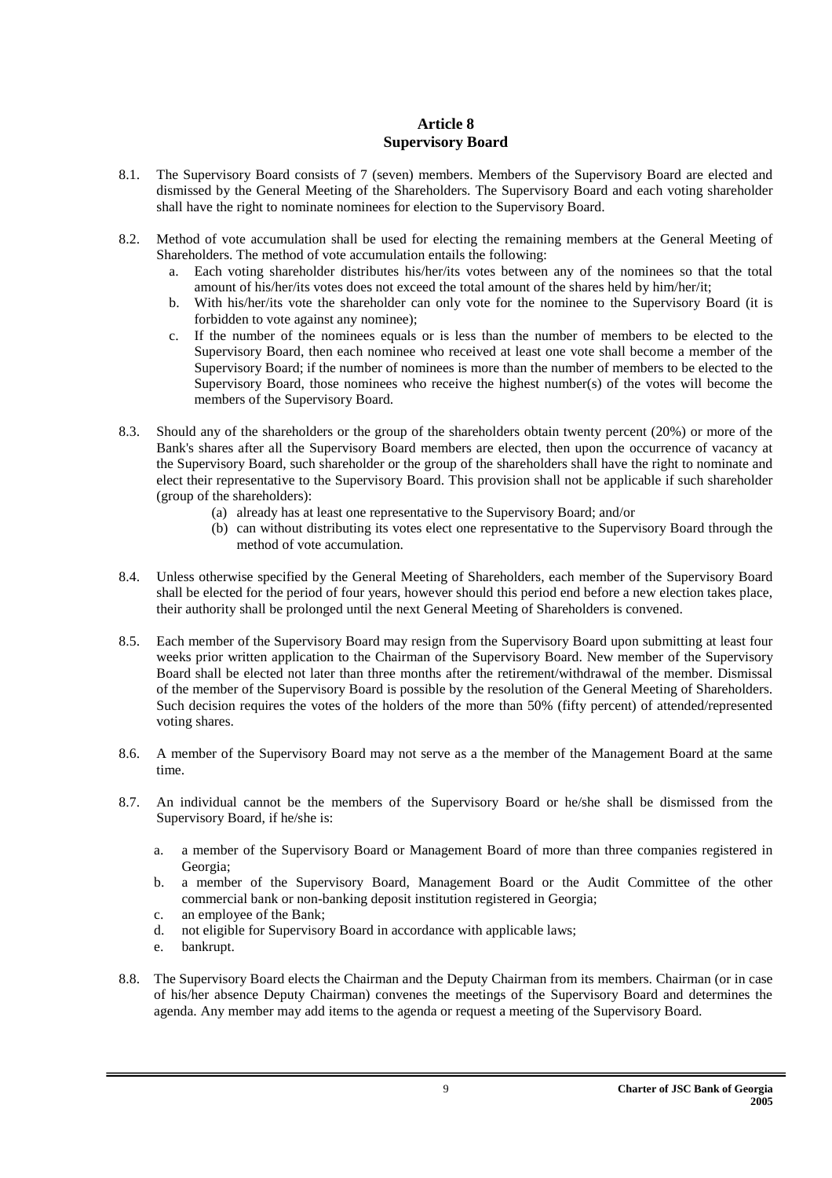## Article 8
## Supervisory Board

8.1. The Supervisory Board consists of 7 (seven) members. Members of the Supervisory Board are elected and dismissed by the General Meeting of the Shareholders. The Supervisory Board and each voting shareholder shall have the right to nominate nominees for election to the Supervisory Board.

8.2. Method of vote accumulation shall be used for electing the remaining members at the General Meeting of Shareholders. The method of vote accumulation entails the following:

   a. Each voting shareholder distributes his/her/its votes between any of the nominees so that the total amount of his/her/its votes does not exceed the total amount of the shares held by him/her/it;
   b. With his/her/its vote the shareholder can only vote for the nominee to the Supervisory Board (it is forbidden to vote against any nominee);
   c. If the number of the nominees equals or is less than the number of members to be elected to the Supervisory Board, then each nominee who received at least one vote shall become a member of the Supervisory Board; if the number of nominees is more than the number of members to be elected to the Supervisory Board, those nominees who receive the highest number(s) of the votes will become the members of the Supervisory Board.

8.3. Should any of the shareholders or the group of the shareholders obtain twenty percent (20%) or more of the Bank's shares after all the Supervisory Board members are elected, then upon the occurrence of vacancy at the Supervisory Board, such shareholder or the group of the shareholders shall have the right to nominate and elect their representative to the Supervisory Board. This provision shall not be applicable if such shareholder (group of the shareholders):

   (a) already has at least one representative to the Supervisory Board; and/or
   (b) can without distributing its votes elect one representative to the Supervisory Board through the method of vote accumulation.

8.4. Unless otherwise specified by the General Meeting of Shareholders, each member of the Supervisory Board shall be elected for the period of four years, however should this period end before a new election takes place, their authority shall be prolonged until the next General Meeting of Shareholders is convened.

8.5. Each member of the Supervisory Board may resign from the Supervisory Board upon submitting at least four weeks prior written application to the Chairman of the Supervisory Board. New member of the Supervisory Board shall be elected not later than three months after the retirement/withdrawal of the member. Dismissal of the member of the Supervisory Board is possible by the resolution of the General Meeting of Shareholders. Such decision requires the votes of the holders of the more than 50% (fifty percent) of attended/represented voting shares.

8.6. A member of the Supervisory Board may not serve as a the member of the Management Board at the same time.

8.7. An individual cannot be the members of the Supervisory Board or he/she shall be dismissed from the Supervisory Board, if he/she is:

   a. a member of the Supervisory Board or Management Board of more than three companies registered in Georgia;
   b. a member of the Supervisory Board, Management Board or the Audit Committee of the other commercial bank or non-banking deposit institution registered in Georgia;
   c. an employee of the Bank;
   d. not eligible for Supervisory Board in accordance with applicable laws;
   e. bankrupt.

8.8. The Supervisory Board elects the Chairman and the Deputy Chairman from its members. Chairman (or in case of his/her absence Deputy Chairman) convenes the meetings of the Supervisory Board and determines the agenda. Any member may add items to the agenda or request a meeting of the Supervisory Board.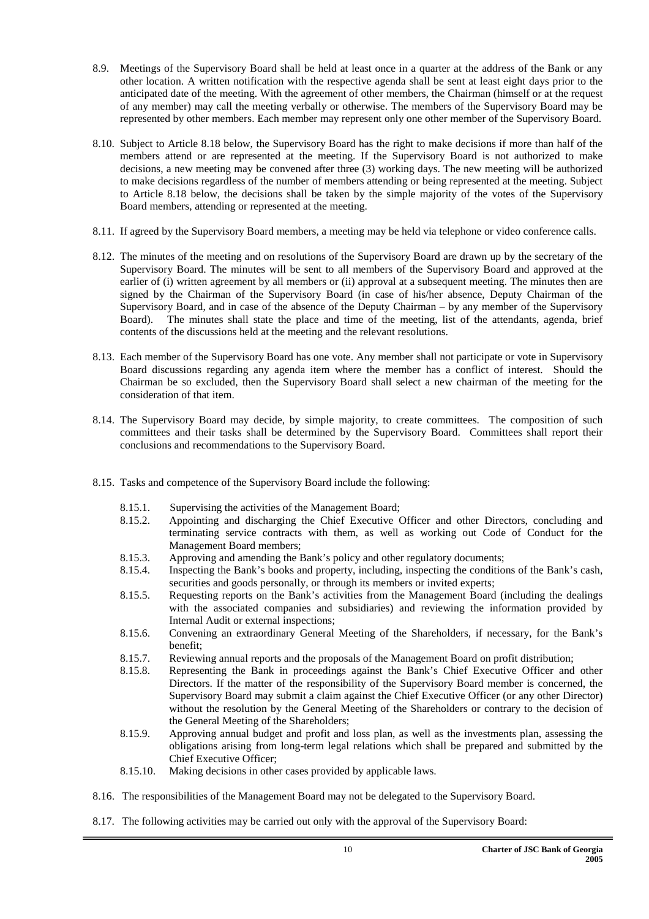8.9. Meetings of the Supervisory Board shall be held at least once in a quarter at the address of the Bank or any other location. A written notification with the respective agenda shall be sent at least eight days prior to the anticipated date of the meeting. With the agreement of other members, the Chairman (himself or at the request of any member) may call the meeting verbally or otherwise. The members of the Supervisory Board may be represented by other members. Each member may represent only one other member of the Supervisory Board.

8.10. Subject to Article 8.18 below, the Supervisory Board has the right to make decisions if more than half of the members attend or are represented at the meeting. If the Supervisory Board is not authorized to make decisions, a new meeting may be convened after three (3) working days. The new meeting will be authorized to make decisions regardless of the number of members attending or being represented at the meeting. Subject to Article 8.18 below, the decisions shall be taken by the simple majority of the votes of the Supervisory Board members, attending or represented at the meeting.

8.11. If agreed by the Supervisory Board members, a meeting may be held via telephone or video conference calls.

8.12. The minutes of the meeting and on resolutions of the Supervisory Board are drawn up by the secretary of the Supervisory Board. The minutes will be sent to all members of the Supervisory Board and approved at the earlier of (i) written agreement by all members or (ii) approval at a subsequent meeting. The minutes then are signed by the Chairman of the Supervisory Board (in case of his/her absence, Deputy Chairman of the Supervisory Board, and in case of the absence of the Deputy Chairman – by any member of the Supervisory Board). The minutes shall state the place and time of the meeting, list of the attendants, agenda, brief contents of the discussions held at the meeting and the relevant resolutions.

8.13. Each member of the Supervisory Board has one vote. Any member shall not participate or vote in Supervisory Board discussions regarding any agenda item where the member has a conflict of interest. Should the Chairman be so excluded, then the Supervisory Board shall select a new chairman of the meeting for the consideration of that item.

8.14. The Supervisory Board may decide, by simple majority, to create committees. The composition of such committees and their tasks shall be determined by the Supervisory Board. Committees shall report their conclusions and recommendations to the Supervisory Board.

8.15. Tasks and competence of the Supervisory Board include the following:

- 8.15.1. Supervising the activities of the Management Board;
- 8.15.2. Appointing and discharging the Chief Executive Officer and other Directors, concluding and terminating service contracts with them, as well as working out Code of Conduct for the Management Board members;
- 8.15.3. Approving and amending the Bank's policy and other regulatory documents;
- 8.15.4. Inspecting the Bank's books and property, including, inspecting the conditions of the Bank's cash, securities and goods personally, or through its members or invited experts;
- 8.15.5. Requesting reports on the Bank's activities from the Management Board (including the dealings with the associated companies and subsidiaries) and reviewing the information provided by Internal Audit or external inspections;
- 8.15.6. Convening an extraordinary General Meeting of the Shareholders, if necessary, for the Bank's benefit;
- 8.15.7. Reviewing annual reports and the proposals of the Management Board on profit distribution;
- 8.15.8. Representing the Bank in proceedings against the Bank's Chief Executive Officer and other Directors. If the matter of the responsibility of the Supervisory Board member is concerned, the Supervisory Board may submit a claim against the Chief Executive Officer (or any other Director) without the resolution by the General Meeting of the Shareholders or contrary to the decision of the General Meeting of the Shareholders;
- 8.15.9. Approving annual budget and profit and loss plan, as well as the investments plan, assessing the obligations arising from long-term legal relations which shall be prepared and submitted by the Chief Executive Officer;
- 8.15.10. Making decisions in other cases provided by applicable laws.

8.16. The responsibilities of the Management Board may not be delegated to the Supervisory Board.

8.17. The following activities may be carried out only with the approval of the Supervisory Board: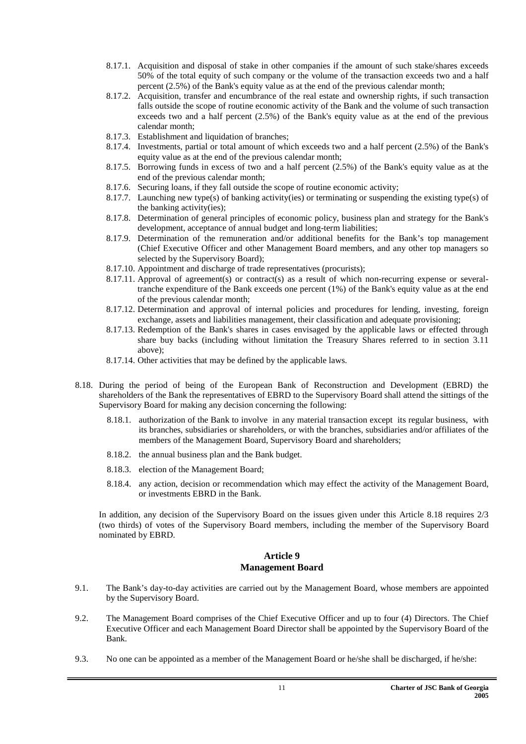8.17.1. Acquisition and disposal of stake in other companies if the amount of such stake/shares exceeds 50% of the total equity of such company or the volume of the transaction exceeds two and a half percent (2.5%) of the Bank's equity value as at the end of the previous calendar month;

8.17.2. Acquisition, transfer and encumbrance of the real estate and ownership rights, if such transaction falls outside the scope of routine economic activity of the Bank and the volume of such transaction exceeds two and a half percent (2.5%) of the Bank's equity value as at the end of the previous calendar month;

8.17.3. Establishment and liquidation of branches;

8.17.4. Investments, partial or total amount of which exceeds two and a half percent (2.5%) of the Bank's equity value as at the end of the previous calendar month;

8.17.5. Borrowing funds in excess of two and a half percent (2.5%) of the Bank's equity value as at the end of the previous calendar month;

8.17.6. Securing loans, if they fall outside the scope of routine economic activity;

8.17.7. Launching new type(s) of banking activity(ies) or terminating or suspending the existing type(s) of the banking activity(ies);

8.17.8. Determination of general principles of economic policy, business plan and strategy for the Bank's development, acceptance of annual budget and long-term liabilities;

8.17.9. Determination of the remuneration and/or additional benefits for the Bank's top management (Chief Executive Officer and other Management Board members, and any other top managers so selected by the Supervisory Board);

8.17.10. Appointment and discharge of trade representatives (procurists);

8.17.11. Approval of agreement(s) or contract(s) as a result of which non-recurring expense or several-tranche expenditure of the Bank exceeds one percent (1%) of the Bank's equity value as at the end of the previous calendar month;

8.17.12. Determination and approval of internal policies and procedures for lending, investing, foreign exchange, assets and liabilities management, their classification and adequate provisioning;

8.17.13. Redemption of the Bank's shares in cases envisaged by the applicable laws or effected through share buy backs (including without limitation the Treasury Shares referred to in section 3.11 above);

8.17.14. Other activities that may be defined by the applicable laws.

8.18. During the period of being of the European Bank of Reconstruction and Development (EBRD) the shareholders of the Bank the representatives of EBRD to the Supervisory Board shall attend the sittings of the Supervisory Board for making any decision concerning the following:

8.18.1. authorization of the Bank to involve in any material transaction except its regular business, with its branches, subsidiaries or shareholders, or with the branches, subsidiaries and/or affiliates of the members of the Management Board, Supervisory Board and shareholders;

8.18.2. the annual business plan and the Bank budget.

8.18.3. election of the Management Board;

8.18.4. any action, decision or recommendation which may effect the activity of the Management Board, or investments EBRD in the Bank.

In addition, any decision of the Supervisory Board on the issues given under this Article 8.18 requires 2/3 (two thirds) of votes of the Supervisory Board members, including the member of the Supervisory Board nominated by EBRD.

## Article 9
## Management Board

9.1. The Bank's day-to-day activities are carried out by the Management Board, whose members are appointed by the Supervisory Board.

9.2. The Management Board comprises of the Chief Executive Officer and up to four (4) Directors. The Chief Executive Officer and each Management Board Director shall be appointed by the Supervisory Board of the Bank.

9.3. No one can be appointed as a member of the Management Board or he/she shall be discharged, if he/she: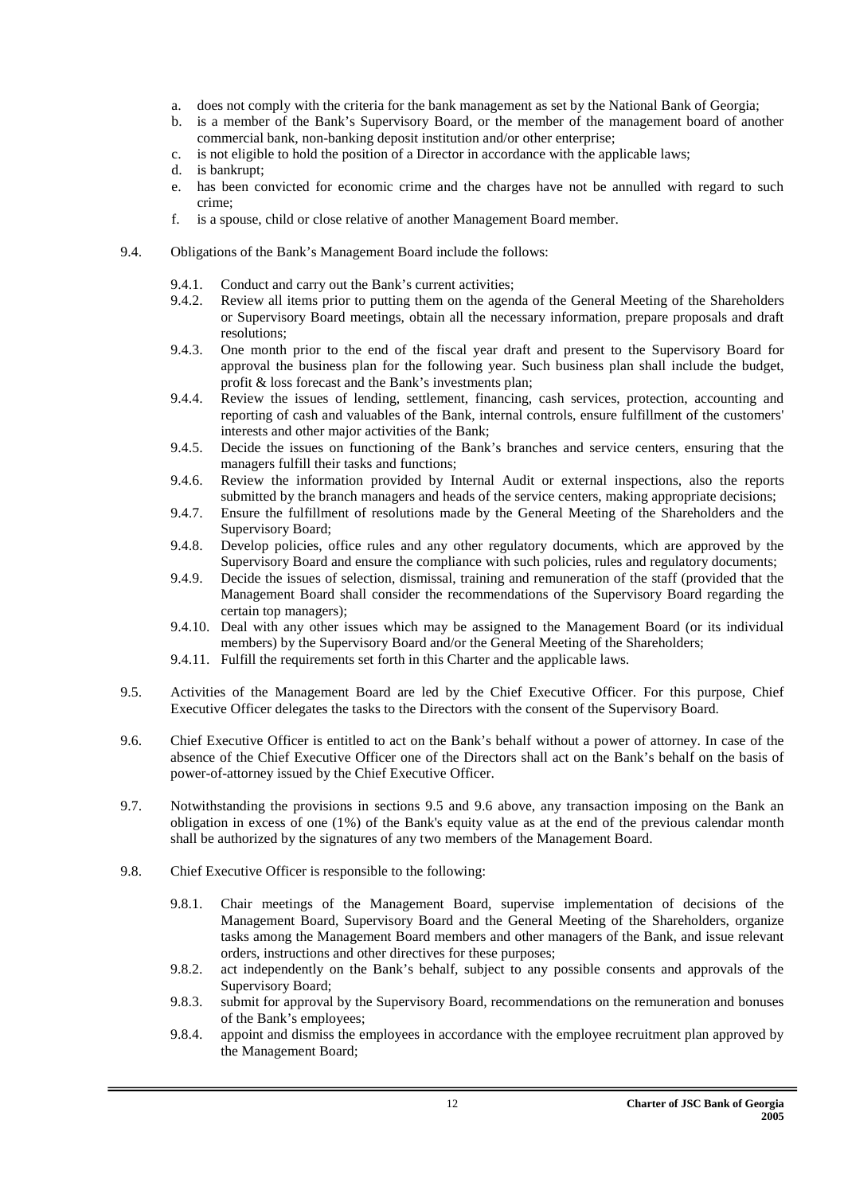a. does not comply with the criteria for the bank management as set by the National Bank of Georgia;
b. is a member of the Bank's Supervisory Board, or the member of the management board of another commercial bank, non-banking deposit institution and/or other enterprise;
c. is not eligible to hold the position of a Director in accordance with the applicable laws;
d. is bankrupt;
e. has been convicted for economic crime and the charges have not been annulled with regard to such crime;
f. is a spouse, child or close relative of another Management Board member.

9.4. Obligations of the Bank's Management Board include the follows:

9.4.1. Conduct and carry out the Bank's current activities;

9.4.2. Review all items prior to putting them on the agenda of the General Meeting of the Shareholders or Supervisory Board meetings, obtain all the necessary information, prepare proposals and draft resolutions;

9.4.3. One month prior to the end of the fiscal year draft and present to the Supervisory Board for approval the business plan for the following year. Such business plan shall include the budget, profit & loss forecast and the Bank's investments plan;

9.4.4. Review the issues of lending, settlement, financing, cash services, protection, accounting and reporting of cash and valuables of the Bank, internal controls, ensure fulfillment of the customers' interests and other major activities of the Bank;

9.4.5. Decide the issues on functioning of the Bank's branches and service centers, ensuring that the managers fulfill their tasks and functions;

9.4.6. Review the information provided by Internal Audit or external inspections, also the reports submitted by the branch managers and heads of the service centers, making appropriate decisions;

9.4.7. Ensure the fulfillment of resolutions made by the General Meeting of the Shareholders and the Supervisory Board;

9.4.8. Develop policies, office rules and any other regulatory documents, which are approved by the Supervisory Board and ensure the compliance with such policies, rules and regulatory documents;

9.4.9. Decide the issues of selection, dismissal, training and remuneration of the staff (provided that the Management Board shall consider the recommendations of the Supervisory Board regarding the certain top managers);

9.4.10. Deal with any other issues which may be assigned to the Management Board (or its individual members) by the Supervisory Board and/or the General Meeting of the Shareholders;

9.4.11. Fulfill the requirements set forth in this Charter and the applicable laws.

9.5. Activities of the Management Board are led by the Chief Executive Officer. For this purpose, Chief Executive Officer delegates the tasks to the Directors with the consent of the Supervisory Board.

9.6. Chief Executive Officer is entitled to act on the Bank's behalf without a power of attorney. In case of the absence of the Chief Executive Officer one of the Directors shall act on the Bank's behalf on the basis of power-of-attorney issued by the Chief Executive Officer.

9.7. Notwithstanding the provisions in sections 9.5 and 9.6 above, any transaction imposing on the Bank an obligation in excess of one (1%) of the Bank's equity value as at the end of the previous calendar month shall be authorized by the signatures of any two members of the Management Board.

9.8. Chief Executive Officer is responsible to the following:

9.8.1. Chair meetings of the Management Board, supervise implementation of decisions of the Management Board, Supervisory Board and the General Meeting of the Shareholders, organize tasks among the Management Board members and other managers of the Bank, and issue relevant orders, instructions and other directives for these purposes;

9.8.2. act independently on the Bank's behalf, subject to any possible consents and approvals of the Supervisory Board;

9.8.3. submit for approval by the Supervisory Board, recommendations on the remuneration and bonuses of the Bank's employees;

9.8.4. appoint and dismiss the employees in accordance with the employee recruitment plan approved by the Management Board;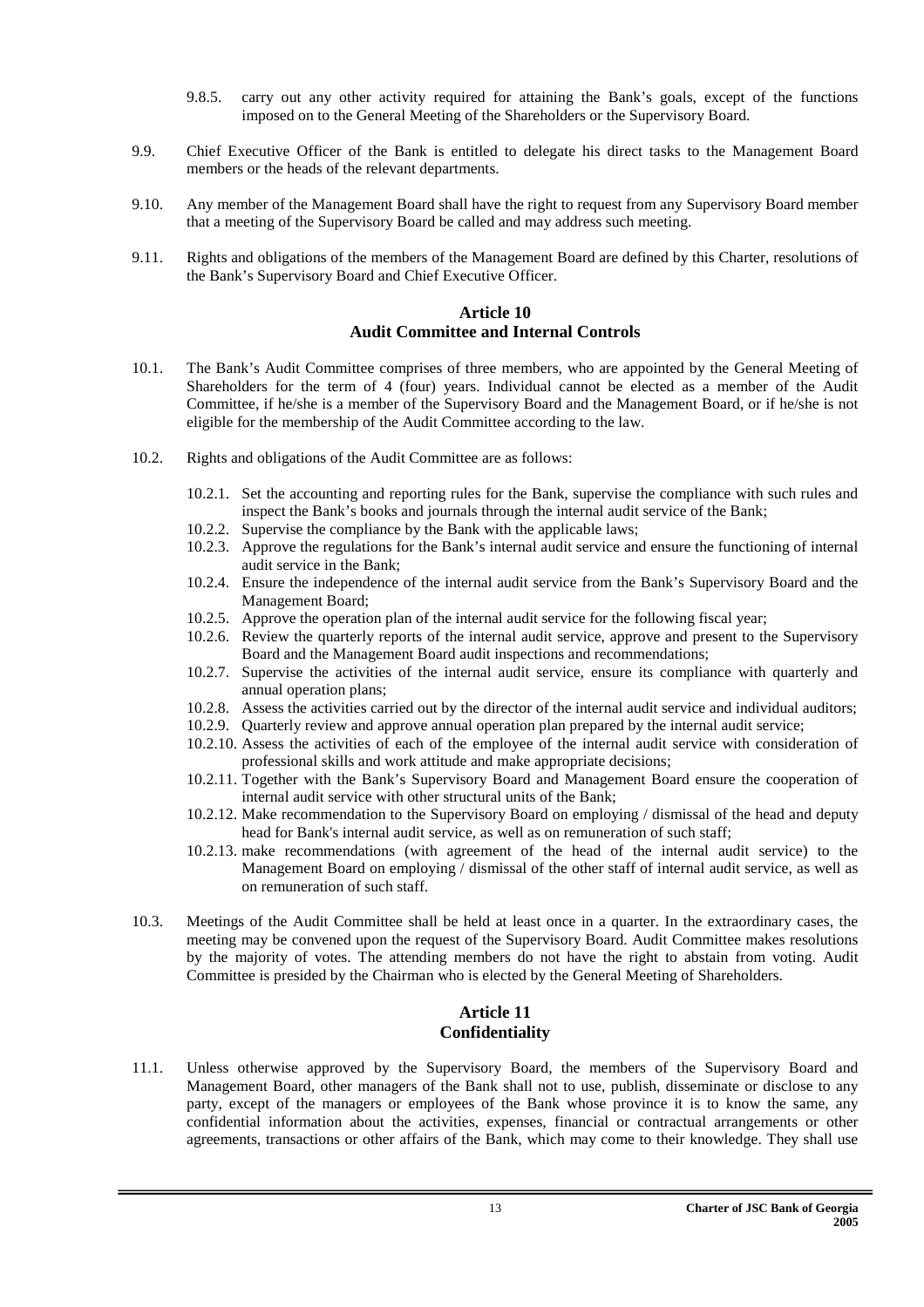9.8.5. carry out any other activity required for attaining the Bank's goals, except of the functions imposed on to the General Meeting of the Shareholders or the Supervisory Board.

9.9. Chief Executive Officer of the Bank is entitled to delegate his direct tasks to the Management Board members or the heads of the relevant departments.

9.10. Any member of the Management Board shall have the right to request from any Supervisory Board member that a meeting of the Supervisory Board be called and may address such meeting.

9.11. Rights and obligations of the members of the Management Board are defined by this Charter, resolutions of the Bank's Supervisory Board and Chief Executive Officer.

## Article 10
## Audit Committee and Internal Controls

10.1. The Bank's Audit Committee comprises of three members, who are appointed by the General Meeting of Shareholders for the term of 4 (four) years. Individual cannot be elected as a member of the Audit Committee, if he/she is a member of the Supervisory Board and the Management Board, or if he/she is not eligible for the membership of the Audit Committee according to the law.

10.2. Rights and obligations of the Audit Committee are as follows:

10.2.1. Set the accounting and reporting rules for the Bank, supervise the compliance with such rules and inspect the Bank's books and journals through the internal audit service of the Bank;
10.2.2. Supervise the compliance by the Bank with the applicable laws;
10.2.3. Approve the regulations for the Bank's internal audit service and ensure the functioning of internal audit service in the Bank;
10.2.4. Ensure the independence of the internal audit service from the Bank's Supervisory Board and the Management Board;
10.2.5. Approve the operation plan of the internal audit service for the following fiscal year;
10.2.6. Review the quarterly reports of the internal audit service, approve and present to the Supervisory Board and the Management Board audit inspections and recommendations;
10.2.7. Supervise the activities of the internal audit service, ensure its compliance with quarterly and annual operation plans;
10.2.8. Assess the activities carried out by the director of the internal audit service and individual auditors;
10.2.9. Quarterly review and approve annual operation plan prepared by the internal audit service;
10.2.10. Assess the activities of each of the employee of the internal audit service with consideration of professional skills and work attitude and make appropriate decisions;
10.2.11. Together with the Bank's Supervisory Board and Management Board ensure the cooperation of internal audit service with other structural units of the Bank;
10.2.12. Make recommendation to the Supervisory Board on employing / dismissal of the head and deputy head for Bank's internal audit service, as well as on remuneration of such staff;
10.2.13. make recommendations (with agreement of the head of the internal audit service) to the Management Board on employing / dismissal of the other staff of internal audit service, as well as on remuneration of such staff.

10.3. Meetings of the Audit Committee shall be held at least once in a quarter. In the extraordinary cases, the meeting may be convened upon the request of the Supervisory Board. Audit Committee makes resolutions by the majority of votes. The attending members do not have the right to abstain from voting. Audit Committee is presided by the Chairman who is elected by the General Meeting of Shareholders.

## Article 11
## Confidentiality

11.1. Unless otherwise approved by the Supervisory Board, the members of the Supervisory Board and Management Board, other managers of the Bank shall not to use, publish, disseminate or disclose to any party, except of the managers or employees of the Bank whose province it is to know the same, any confidential information about the activities, expenses, financial or contractual arrangements or other agreements, transactions or other affairs of the Bank, which may come to their knowledge. They shall use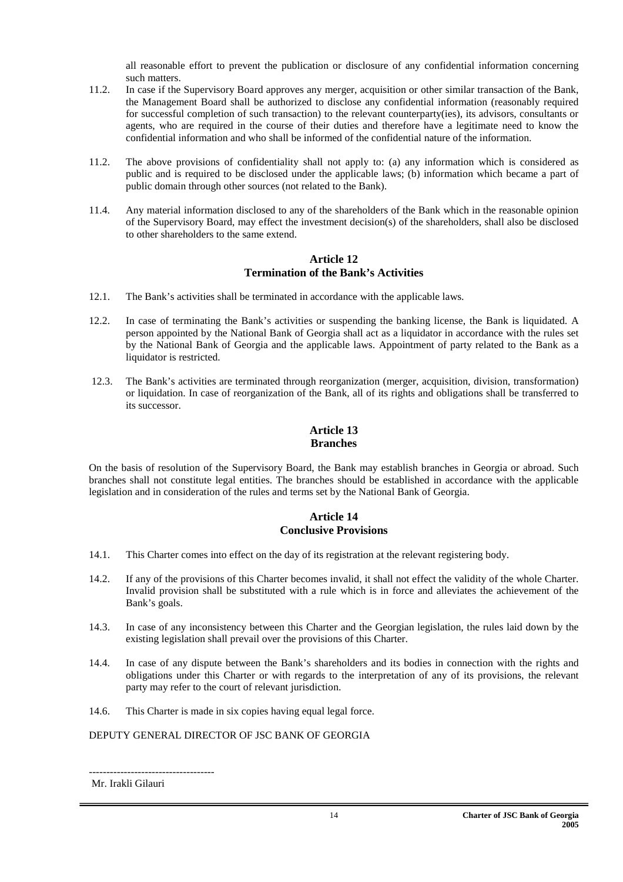all reasonable effort to prevent the publication or disclosure of any confidential information concerning such matters.

11.2. In case if the Supervisory Board approves any merger, acquisition or other similar transaction of the Bank, the Management Board shall be authorized to disclose any confidential information (reasonably required for successful completion of such transaction) to the relevant counterparty(ies), its advisors, consultants or agents, who are required in the course of their duties and therefore have a legitimate need to know the confidential information and who shall be informed of the confidential nature of the information.

11.2. The above provisions of confidentiality shall not apply to: (a) any information which is considered as public and is required to be disclosed under the applicable laws; (b) information which became a part of public domain through other sources (not related to the Bank).

11.4. Any material information disclosed to any of the shareholders of the Bank which in the reasonable opinion of the Supervisory Board, may effect the investment decision(s) of the shareholders, shall also be disclosed to other shareholders to the same extend.

## Article 12
## Termination of the Bank's Activities

12.1. The Bank's activities shall be terminated in accordance with the applicable laws.

12.2. In case of terminating the Bank's activities or suspending the banking license, the Bank is liquidated. A person appointed by the National Bank of Georgia shall act as a liquidator in accordance with the rules set by the National Bank of Georgia and the applicable laws. Appointment of party related to the Bank as a liquidator is restricted.

12.3. The Bank's activities are terminated through reorganization (merger, acquisition, division, transformation) or liquidation. In case of reorganization of the Bank, all of its rights and obligations shall be transferred to its successor.

## Article 13
## Branches

On the basis of resolution of the Supervisory Board, the Bank may establish branches in Georgia or abroad. Such branches shall not constitute legal entities. The branches should be established in accordance with the applicable legislation and in consideration of the rules and terms set by the National Bank of Georgia.

## Article 14
## Conclusive Provisions

14.1. This Charter comes into effect on the day of its registration at the relevant registering body.

14.2. If any of the provisions of this Charter becomes invalid, it shall not effect the validity of the whole Charter. Invalid provision shall be substituted with a rule which is in force and alleviates the achievement of the Bank's goals.

14.3. In case of any inconsistency between this Charter and the Georgian legislation, the rules laid down by the existing legislation shall prevail over the provisions of this Charter.

14.4. In case of any dispute between the Bank's shareholders and its bodies in connection with the rights and obligations under this Charter or with regards to the interpretation of any of its provisions, the relevant party may refer to the court of relevant jurisdiction.

14.6. This Charter is made in six copies having equal legal force.

DEPUTY GENERAL DIRECTOR OF JSC BANK OF GEORGIA

------------------------------------

Mr. Irakli Gilauri